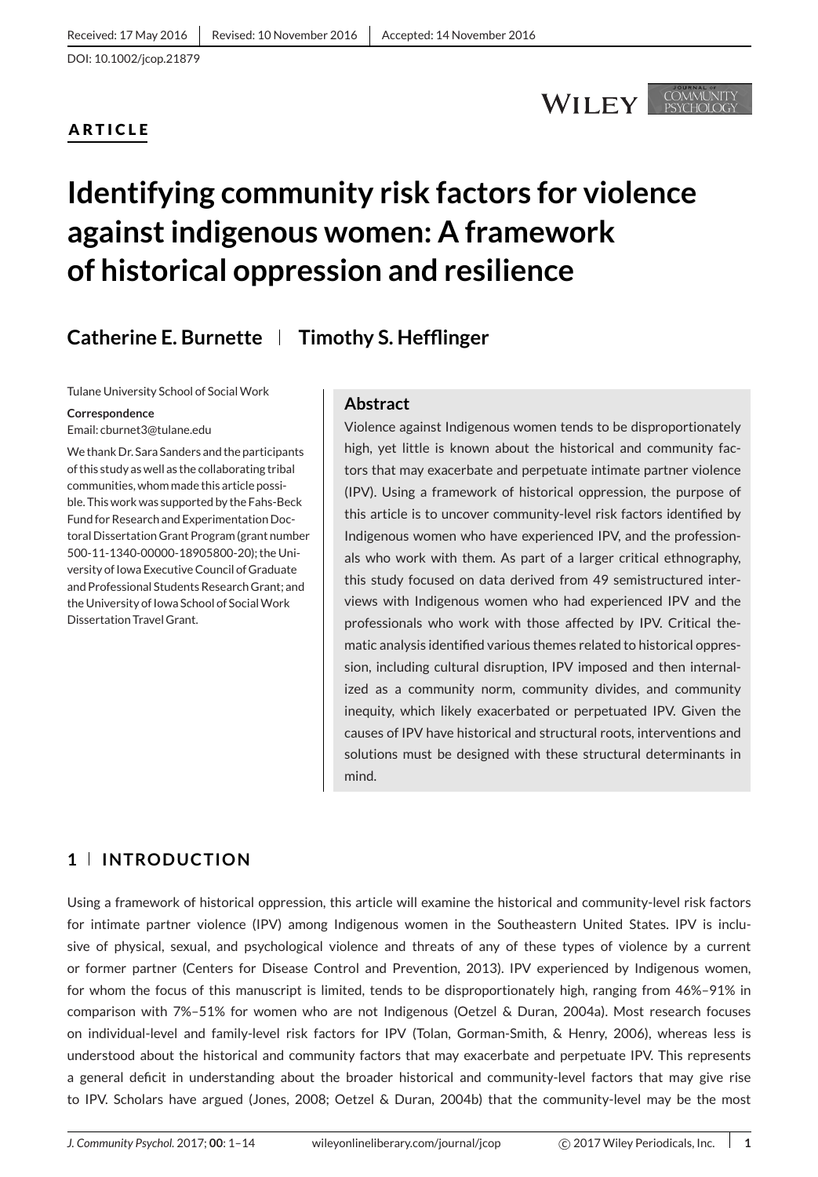Received: 17 May 2016 | Revised: 10 November 2016 | Accepted: 14 November 2016

DOI: 10.1002/jcop.21879

**ARTICLE**

# Identifying community risk factors for violence against indigenous women: A framework of historical oppression and resilience

**Catherine E. Burnette | Timothy S. Hefflinger**

Tulane University School of Social Work

**Correspondence**
Email: cburnet3@tulane.edu

We thank Dr. Sara Sanders and the participants of this study as well as the collaborating tribal communities, whom made this article possible. This work was supported by the Fahs-Beck Fund for Research and Experimentation Doctoral Dissertation Grant Program (grant number 500-11-1340-00000-18905800-20); the University of Iowa Executive Council of Graduate and Professional Students Research Grant; and the University of Iowa School of Social Work Dissertation Travel Grant.

## Abstract

Violence against Indigenous women tends to be disproportionately high, yet little is known about the historical and community factors that may exacerbate and perpetuate intimate partner violence (IPV). Using a framework of historical oppression, the purpose of this article is to uncover community-level risk factors identified by Indigenous women who have experienced IPV, and the professionals who work with them. As part of a larger critical ethnography, this study focused on data derived from 49 semistructured interviews with Indigenous women who had experienced IPV and the professionals who work with those affected by IPV. Critical thematic analysis identified various themes related to historical oppression, including cultural disruption, IPV imposed and then internalized as a community norm, community divides, and community inequity, which likely exacerbated or perpetuated IPV. Given the causes of IPV have historical and structural roots, interventions and solutions must be designed with these structural determinants in mind.

## 1 | INTRODUCTION

Using a framework of historical oppression, this article will examine the historical and community-level risk factors for intimate partner violence (IPV) among Indigenous women in the Southeastern United States. IPV is inclusive of physical, sexual, and psychological violence and threats of any of these types of violence by a current or former partner (Centers for Disease Control and Prevention, 2013). IPV experienced by Indigenous women, for whom the focus of this manuscript is limited, tends to be disproportionately high, ranging from 46%–91% in comparison with 7%–51% for women who are not Indigenous (Oetzel & Duran, 2004a). Most research focuses on individual-level and family-level risk factors for IPV (Tolan, Gorman-Smith, & Henry, 2006), whereas less is understood about the historical and community factors that may exacerbate and perpetuate IPV. This represents a general deficit in understanding about the broader historical and community-level factors that may give rise to IPV. Scholars have argued (Jones, 2008; Oetzel & Duran, 2004b) that the community-level may be the most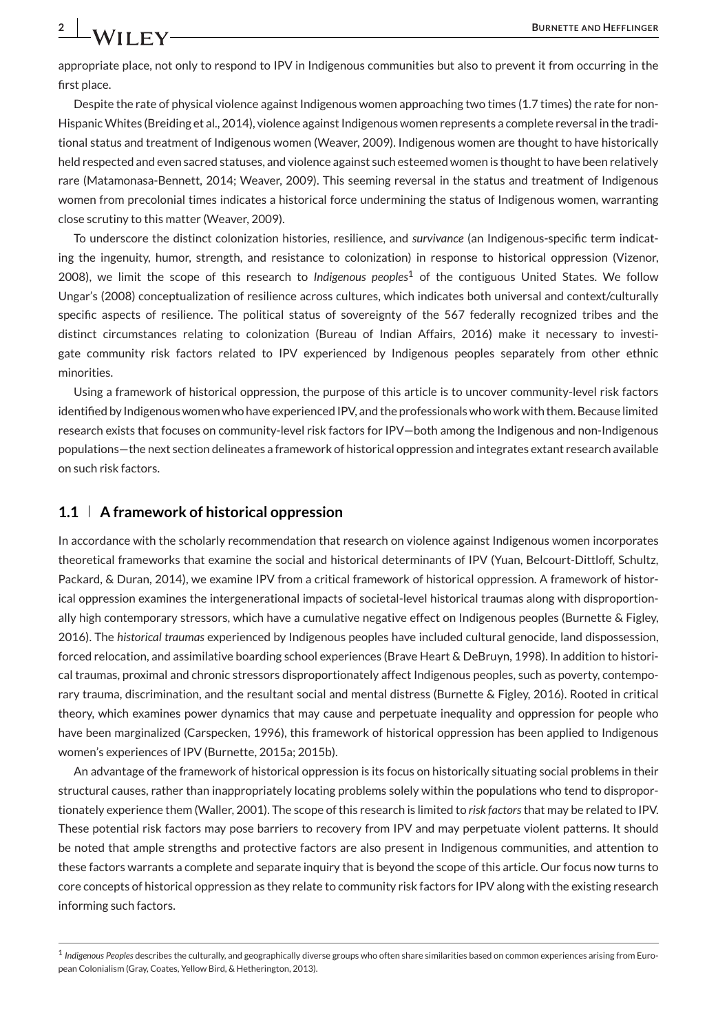appropriate place, not only to respond to IPV in Indigenous communities but also to prevent it from occurring in the first place.

Despite the rate of physical violence against Indigenous women approaching two times (1.7 times) the rate for non-Hispanic Whites (Breiding et al., 2014), violence against Indigenous women represents a complete reversal in the traditional status and treatment of Indigenous women (Weaver, 2009). Indigenous women are thought to have historically held respected and even sacred statuses, and violence against such esteemed women is thought to have been relatively rare (Matamonasa-Bennett, 2014; Weaver, 2009). This seeming reversal in the status and treatment of Indigenous women from precolonial times indicates a historical force undermining the status of Indigenous women, warranting close scrutiny to this matter (Weaver, 2009).

To underscore the distinct colonization histories, resilience, and *survivance* (an Indigenous-specific term indicating the ingenuity, humor, strength, and resistance to colonization) in response to historical oppression (Vizenor, 2008), we limit the scope of this research to *Indigenous peoples*[1] of the contiguous United States. We follow Ungar's (2008) conceptualization of resilience across cultures, which indicates both universal and context/culturally specific aspects of resilience. The political status of sovereignty of the 567 federally recognized tribes and the distinct circumstances relating to colonization (Bureau of Indian Affairs, 2016) make it necessary to investigate community risk factors related to IPV experienced by Indigenous peoples separately from other ethnic minorities.

Using a framework of historical oppression, the purpose of this article is to uncover community-level risk factors identified by Indigenous women who have experienced IPV, and the professionals who work with them. Because limited research exists that focuses on community-level risk factors for IPV—both among the Indigenous and non-Indigenous populations—the next section delineates a framework of historical oppression and integrates extant research available on such risk factors.

## 1.1 | A framework of historical oppression

In accordance with the scholarly recommendation that research on violence against Indigenous women incorporates theoretical frameworks that examine the social and historical determinants of IPV (Yuan, Belcourt-Dittloff, Schultz, Packard, & Duran, 2014), we examine IPV from a critical framework of historical oppression. A framework of historical oppression examines the intergenerational impacts of societal-level historical traumas along with disproportionally high contemporary stressors, which have a cumulative negative effect on Indigenous peoples (Burnette & Figley, 2016). The *historical traumas* experienced by Indigenous peoples have included cultural genocide, land dispossession, forced relocation, and assimilative boarding school experiences (Brave Heart & DeBruyn, 1998). In addition to historical traumas, proximal and chronic stressors disproportionately affect Indigenous peoples, such as poverty, contemporary trauma, discrimination, and the resultant social and mental distress (Burnette & Figley, 2016). Rooted in critical theory, which examines power dynamics that may cause and perpetuate inequality and oppression for people who have been marginalized (Carspecken, 1996), this framework of historical oppression has been applied to Indigenous women's experiences of IPV (Burnette, 2015a; 2015b).

An advantage of the framework of historical oppression is its focus on historically situating social problems in their structural causes, rather than inappropriately locating problems solely within the populations who tend to disproportionately experience them (Waller, 2001). The scope of this research is limited to *risk factors* that may be related to IPV. These potential risk factors may pose barriers to recovery from IPV and may perpetuate violent patterns. It should be noted that ample strengths and protective factors are also present in Indigenous communities, and attention to these factors warrants a complete and separate inquiry that is beyond the scope of this article. Our focus now turns to core concepts of historical oppression as they relate to community risk factors for IPV along with the existing research informing such factors.

[1] *Indigenous Peoples* describes the culturally, and geographically diverse groups who often share similarities based on common experiences arising from European Colonialism (Gray, Coates, Yellow Bird, & Hetherington, 2013).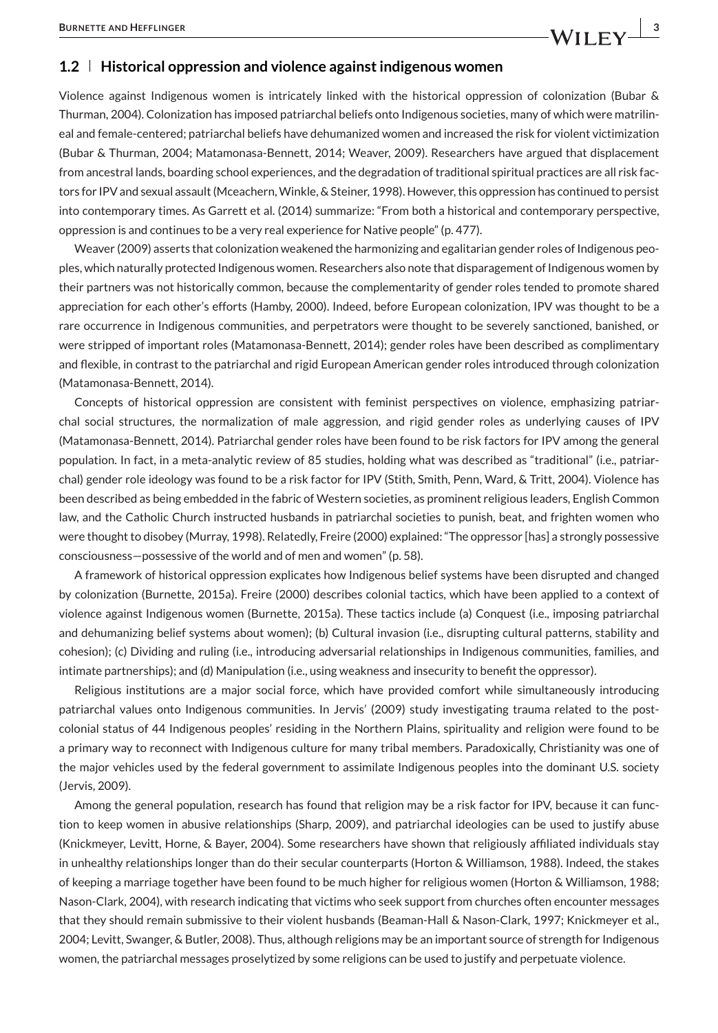### 1.2 | Historical oppression and violence against indigenous women

Violence against Indigenous women is intricately linked with the historical oppression of colonization (Bubar & Thurman, 2004). Colonization has imposed patriarchal beliefs onto Indigenous societies, many of which were matrilineal and female-centered; patriarchal beliefs have dehumanized women and increased the risk for violent victimization (Bubar & Thurman, 2004; Matamonasa-Bennett, 2014; Weaver, 2009). Researchers have argued that displacement from ancestral lands, boarding school experiences, and the degradation of traditional spiritual practices are all risk factors for IPV and sexual assault (Mceachern, Winkle, & Steiner, 1998). However, this oppression has continued to persist into contemporary times. As Garrett et al. (2014) summarize: "From both a historical and contemporary perspective, oppression is and continues to be a very real experience for Native people" (p. 477).

Weaver (2009) asserts that colonization weakened the harmonizing and egalitarian gender roles of Indigenous peoples, which naturally protected Indigenous women. Researchers also note that disparagement of Indigenous women by their partners was not historically common, because the complementarity of gender roles tended to promote shared appreciation for each other's efforts (Hamby, 2000). Indeed, before European colonization, IPV was thought to be a rare occurrence in Indigenous communities, and perpetrators were thought to be severely sanctioned, banished, or were stripped of important roles (Matamonasa-Bennett, 2014); gender roles have been described as complimentary and flexible, in contrast to the patriarchal and rigid European American gender roles introduced through colonization (Matamonasa-Bennett, 2014).

Concepts of historical oppression are consistent with feminist perspectives on violence, emphasizing patriarchal social structures, the normalization of male aggression, and rigid gender roles as underlying causes of IPV (Matamonasa-Bennett, 2014). Patriarchal gender roles have been found to be risk factors for IPV among the general population. In fact, in a meta-analytic review of 85 studies, holding what was described as "traditional" (i.e., patriarchal) gender role ideology was found to be a risk factor for IPV (Stith, Smith, Penn, Ward, & Tritt, 2004). Violence has been described as being embedded in the fabric of Western societies, as prominent religious leaders, English Common law, and the Catholic Church instructed husbands in patriarchal societies to punish, beat, and frighten women who were thought to disobey (Murray, 1998). Relatedly, Freire (2000) explained: "The oppressor [has] a strongly possessive consciousness—possessive of the world and of men and women" (p. 58).

A framework of historical oppression explicates how Indigenous belief systems have been disrupted and changed by colonization (Burnette, 2015a). Freire (2000) describes colonial tactics, which have been applied to a context of violence against Indigenous women (Burnette, 2015a). These tactics include (a) Conquest (i.e., imposing patriarchal and dehumanizing belief systems about women); (b) Cultural invasion (i.e., disrupting cultural patterns, stability and cohesion); (c) Dividing and ruling (i.e., introducing adversarial relationships in Indigenous communities, families, and intimate partnerships); and (d) Manipulation (i.e., using weakness and insecurity to benefit the oppressor).

Religious institutions are a major social force, which have provided comfort while simultaneously introducing patriarchal values onto Indigenous communities. In Jervis' (2009) study investigating trauma related to the post-colonial status of 44 Indigenous peoples' residing in the Northern Plains, spirituality and religion were found to be a primary way to reconnect with Indigenous culture for many tribal members. Paradoxically, Christianity was one of the major vehicles used by the federal government to assimilate Indigenous peoples into the dominant U.S. society (Jervis, 2009).

Among the general population, research has found that religion may be a risk factor for IPV, because it can function to keep women in abusive relationships (Sharp, 2009), and patriarchal ideologies can be used to justify abuse (Knickmeyer, Levitt, Horne, & Bayer, 2004). Some researchers have shown that religiously affiliated individuals stay in unhealthy relationships longer than do their secular counterparts (Horton & Williamson, 1988). Indeed, the stakes of keeping a marriage together have been found to be much higher for religious women (Horton & Williamson, 1988; Nason-Clark, 2004), with research indicating that victims who seek support from churches often encounter messages that they should remain submissive to their violent husbands (Beaman-Hall & Nason-Clark, 1997; Knickmeyer et al., 2004; Levitt, Swanger, & Butler, 2008). Thus, although religions may be an important source of strength for Indigenous women, the patriarchal messages proselytized by some religions can be used to justify and perpetuate violence.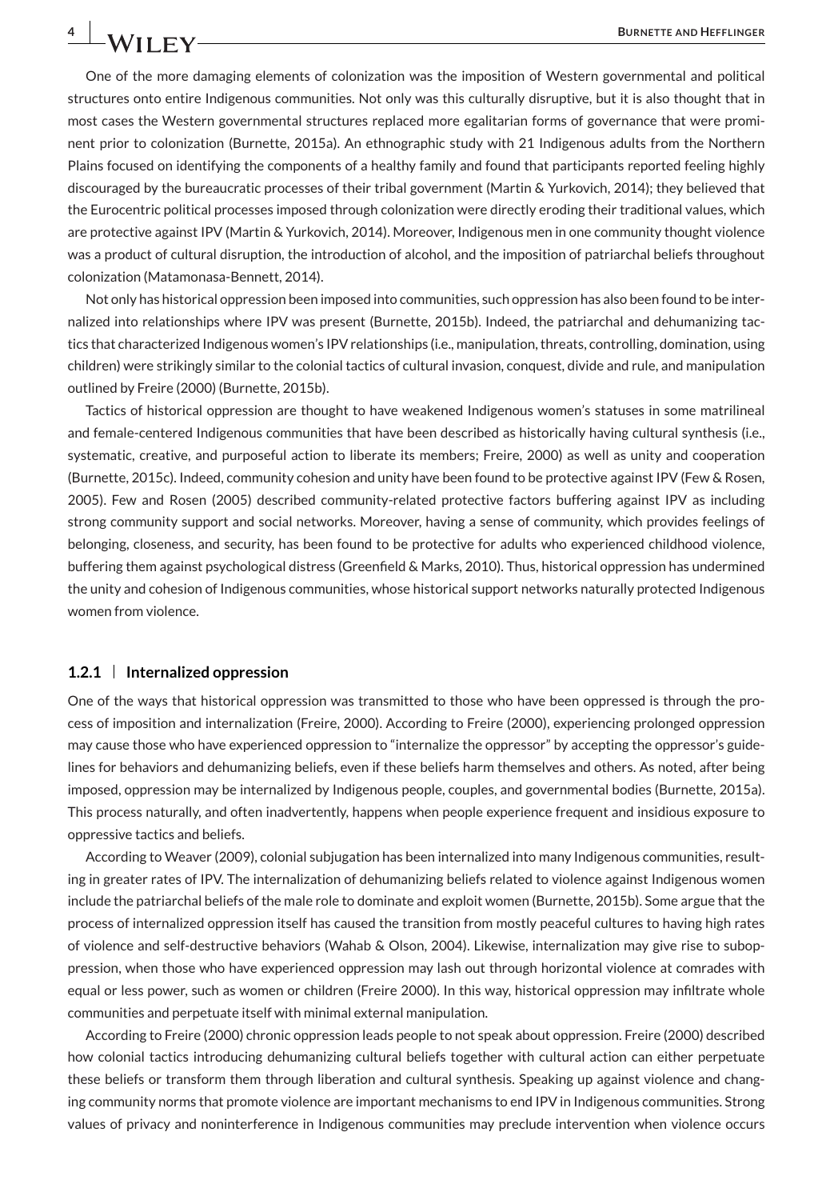One of the more damaging elements of colonization was the imposition of Western governmental and political structures onto entire Indigenous communities. Not only was this culturally disruptive, but it is also thought that in most cases the Western governmental structures replaced more egalitarian forms of governance that were prominent prior to colonization (Burnette, 2015a). An ethnographic study with 21 Indigenous adults from the Northern Plains focused on identifying the components of a healthy family and found that participants reported feeling highly discouraged by the bureaucratic processes of their tribal government (Martin & Yurkovich, 2014); they believed that the Eurocentric political processes imposed through colonization were directly eroding their traditional values, which are protective against IPV (Martin & Yurkovich, 2014). Moreover, Indigenous men in one community thought violence was a product of cultural disruption, the introduction of alcohol, and the imposition of patriarchal beliefs throughout colonization (Matamonasa-Bennett, 2014).

Not only has historical oppression been imposed into communities, such oppression has also been found to be internalized into relationships where IPV was present (Burnette, 2015b). Indeed, the patriarchal and dehumanizing tactics that characterized Indigenous women's IPV relationships (i.e., manipulation, threats, controlling, domination, using children) were strikingly similar to the colonial tactics of cultural invasion, conquest, divide and rule, and manipulation outlined by Freire (2000) (Burnette, 2015b).

Tactics of historical oppression are thought to have weakened Indigenous women's statuses in some matrilineal and female-centered Indigenous communities that have been described as historically having cultural synthesis (i.e., systematic, creative, and purposeful action to liberate its members; Freire, 2000) as well as unity and cooperation (Burnette, 2015c). Indeed, community cohesion and unity have been found to be protective against IPV (Few & Rosen, 2005). Few and Rosen (2005) described community-related protective factors buffering against IPV as including strong community support and social networks. Moreover, having a sense of community, which provides feelings of belonging, closeness, and security, has been found to be protective for adults who experienced childhood violence, buffering them against psychological distress (Greenfield & Marks, 2010). Thus, historical oppression has undermined the unity and cohesion of Indigenous communities, whose historical support networks naturally protected Indigenous women from violence.

### 1.2.1 | Internalized oppression

One of the ways that historical oppression was transmitted to those who have been oppressed is through the process of imposition and internalization (Freire, 2000). According to Freire (2000), experiencing prolonged oppression may cause those who have experienced oppression to "internalize the oppressor" by accepting the oppressor's guidelines for behaviors and dehumanizing beliefs, even if these beliefs harm themselves and others. As noted, after being imposed, oppression may be internalized by Indigenous people, couples, and governmental bodies (Burnette, 2015a). This process naturally, and often inadvertently, happens when people experience frequent and insidious exposure to oppressive tactics and beliefs.

According to Weaver (2009), colonial subjugation has been internalized into many Indigenous communities, resulting in greater rates of IPV. The internalization of dehumanizing beliefs related to violence against Indigenous women include the patriarchal beliefs of the male role to dominate and exploit women (Burnette, 2015b). Some argue that the process of internalized oppression itself has caused the transition from mostly peaceful cultures to having high rates of violence and self-destructive behaviors (Wahab & Olson, 2004). Likewise, internalization may give rise to suboppression, when those who have experienced oppression may lash out through horizontal violence at comrades with equal or less power, such as women or children (Freire 2000). In this way, historical oppression may infiltrate whole communities and perpetuate itself with minimal external manipulation.

According to Freire (2000) chronic oppression leads people to not speak about oppression. Freire (2000) described how colonial tactics introducing dehumanizing cultural beliefs together with cultural action can either perpetuate these beliefs or transform them through liberation and cultural synthesis. Speaking up against violence and changing community norms that promote violence are important mechanisms to end IPV in Indigenous communities. Strong values of privacy and noninterference in Indigenous communities may preclude intervention when violence occurs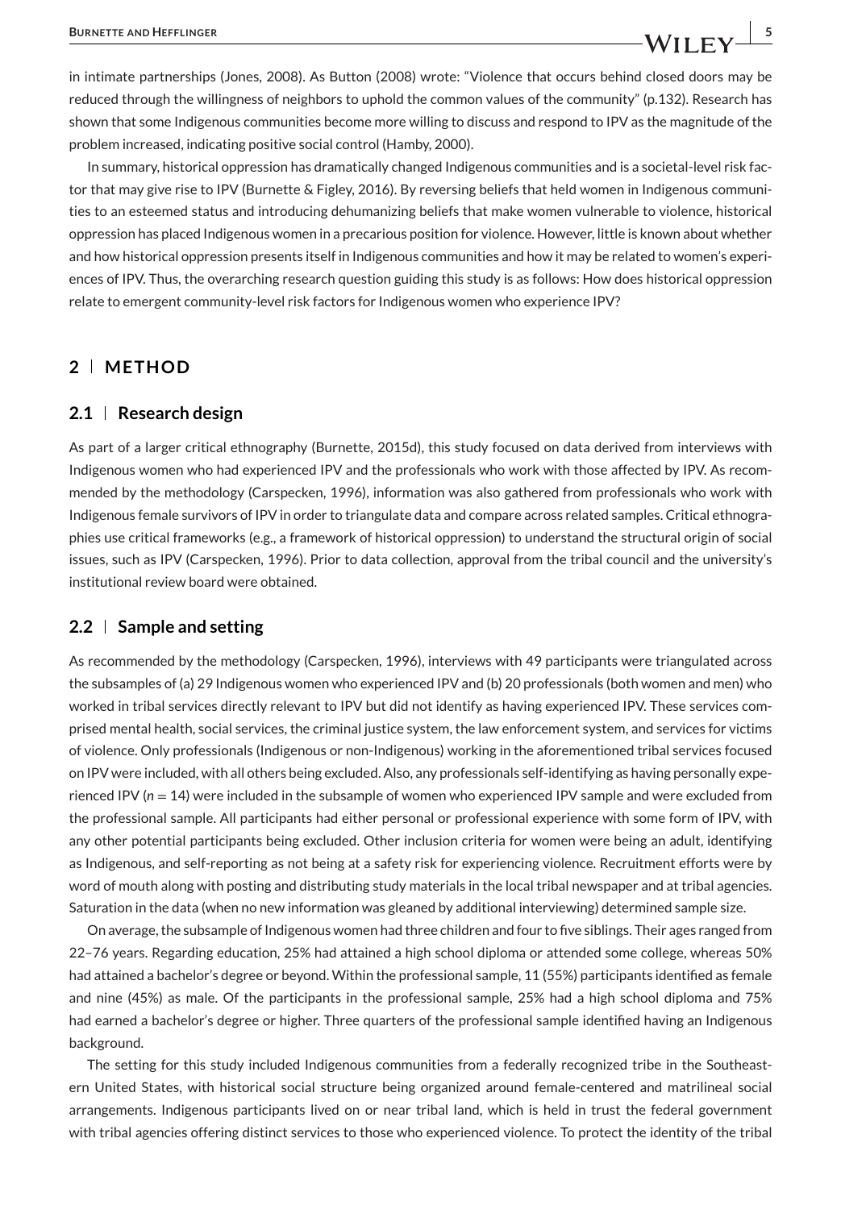in intimate partnerships (Jones, 2008). As Button (2008) wrote: "Violence that occurs behind closed doors may be reduced through the willingness of neighbors to uphold the common values of the community" (p.132). Research has shown that some Indigenous communities become more willing to discuss and respond to IPV as the magnitude of the problem increased, indicating positive social control (Hamby, 2000).

In summary, historical oppression has dramatically changed Indigenous communities and is a societal-level risk factor that may give rise to IPV (Burnette & Figley, 2016). By reversing beliefs that held women in Indigenous communities to an esteemed status and introducing dehumanizing beliefs that make women vulnerable to violence, historical oppression has placed Indigenous women in a precarious position for violence. However, little is known about whether and how historical oppression presents itself in Indigenous communities and how it may be related to women's experiences of IPV. Thus, the overarching research question guiding this study is as follows: How does historical oppression relate to emergent community-level risk factors for Indigenous women who experience IPV?

## 2 | METHOD

### 2.1 | Research design

As part of a larger critical ethnography (Burnette, 2015d), this study focused on data derived from interviews with Indigenous women who had experienced IPV and the professionals who work with those affected by IPV. As recommended by the methodology (Carspecken, 1996), information was also gathered from professionals who work with Indigenous female survivors of IPV in order to triangulate data and compare across related samples. Critical ethnographies use critical frameworks (e.g., a framework of historical oppression) to understand the structural origin of social issues, such as IPV (Carspecken, 1996). Prior to data collection, approval from the tribal council and the university's institutional review board were obtained.

### 2.2 | Sample and setting

As recommended by the methodology (Carspecken, 1996), interviews with 49 participants were triangulated across the subsamples of (a) 29 Indigenous women who experienced IPV and (b) 20 professionals (both women and men) who worked in tribal services directly relevant to IPV but did not identify as having experienced IPV. These services comprised mental health, social services, the criminal justice system, the law enforcement system, and services for victims of violence. Only professionals (Indigenous or non-Indigenous) working in the aforementioned tribal services focused on IPV were included, with all others being excluded. Also, any professionals self-identifying as having personally experienced IPV ($n = 14$) were included in the subsample of women who experienced IPV sample and were excluded from the professional sample. All participants had either personal or professional experience with some form of IPV, with any other potential participants being excluded. Other inclusion criteria for women were being an adult, identifying as Indigenous, and self-reporting as not being at a safety risk for experiencing violence. Recruitment efforts were by word of mouth along with posting and distributing study materials in the local tribal newspaper and at tribal agencies. Saturation in the data (when no new information was gleaned by additional interviewing) determined sample size.

On average, the subsample of Indigenous women had three children and four to five siblings. Their ages ranged from 22–76 years. Regarding education, 25% had attained a high school diploma or attended some college, whereas 50% had attained a bachelor's degree or beyond. Within the professional sample, 11 (55%) participants identified as female and nine (45%) as male. Of the participants in the professional sample, 25% had a high school diploma and 75% had earned a bachelor's degree or higher. Three quarters of the professional sample identified having an Indigenous background.

The setting for this study included Indigenous communities from a federally recognized tribe in the Southeastern United States, with historical social structure being organized around female-centered and matrilineal social arrangements. Indigenous participants lived on or near tribal land, which is held in trust the federal government with tribal agencies offering distinct services to those who experienced violence. To protect the identity of the tribal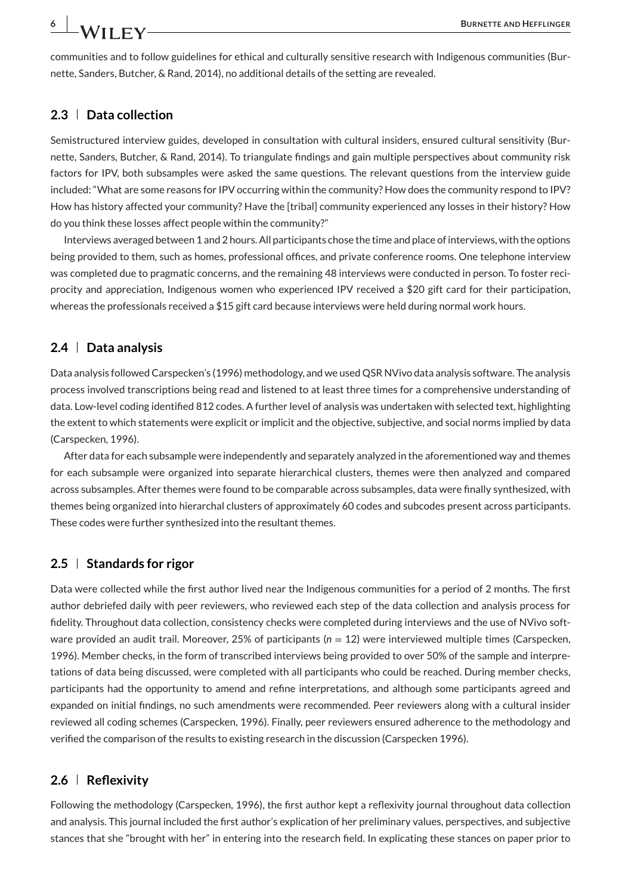communities and to follow guidelines for ethical and culturally sensitive research with Indigenous communities (Burnette, Sanders, Butcher, & Rand, 2014), no additional details of the setting are revealed.

## 2.3 | Data collection

Semistructured interview guides, developed in consultation with cultural insiders, ensured cultural sensitivity (Burnette, Sanders, Butcher, & Rand, 2014). To triangulate findings and gain multiple perspectives about community risk factors for IPV, both subsamples were asked the same questions. The relevant questions from the interview guide included: "What are some reasons for IPV occurring within the community? How does the community respond to IPV? How has history affected your community? Have the [tribal] community experienced any losses in their history? How do you think these losses affect people within the community?"

Interviews averaged between 1 and 2 hours. All participants chose the time and place of interviews, with the options being provided to them, such as homes, professional offices, and private conference rooms. One telephone interview was completed due to pragmatic concerns, and the remaining 48 interviews were conducted in person. To foster reciprocity and appreciation, Indigenous women who experienced IPV received a $20 gift card for their participation, whereas the professionals received a $15 gift card because interviews were held during normal work hours.

## 2.4 | Data analysis

Data analysis followed Carspecken's (1996) methodology, and we used QSR NVivo data analysis software. The analysis process involved transcriptions being read and listened to at least three times for a comprehensive understanding of data. Low-level coding identified 812 codes. A further level of analysis was undertaken with selected text, highlighting the extent to which statements were explicit or implicit and the objective, subjective, and social norms implied by data (Carspecken, 1996).

After data for each subsample were independently and separately analyzed in the aforementioned way and themes for each subsample were organized into separate hierarchical clusters, themes were then analyzed and compared across subsamples. After themes were found to be comparable across subsamples, data were finally synthesized, with themes being organized into hierarchal clusters of approximately 60 codes and subcodes present across participants. These codes were further synthesized into the resultant themes.

## 2.5 | Standards for rigor

Data were collected while the first author lived near the Indigenous communities for a period of 2 months. The first author debriefed daily with peer reviewers, who reviewed each step of the data collection and analysis process for fidelity. Throughout data collection, consistency checks were completed during interviews and the use of NVivo software provided an audit trail. Moreover, 25% of participants ($n = 12$) were interviewed multiple times (Carspecken, 1996). Member checks, in the form of transcribed interviews being provided to over 50% of the sample and interpretations of data being discussed, were completed with all participants who could be reached. During member checks, participants had the opportunity to amend and refine interpretations, and although some participants agreed and expanded on initial findings, no such amendments were recommended. Peer reviewers along with a cultural insider reviewed all coding schemes (Carspecken, 1996). Finally, peer reviewers ensured adherence to the methodology and verified the comparison of the results to existing research in the discussion (Carspecken 1996).

## 2.6 | Reflexivity

Following the methodology (Carspecken, 1996), the first author kept a reflexivity journal throughout data collection and analysis. This journal included the first author's explication of her preliminary values, perspectives, and subjective stances that she "brought with her" in entering into the research field. In explicating these stances on paper prior to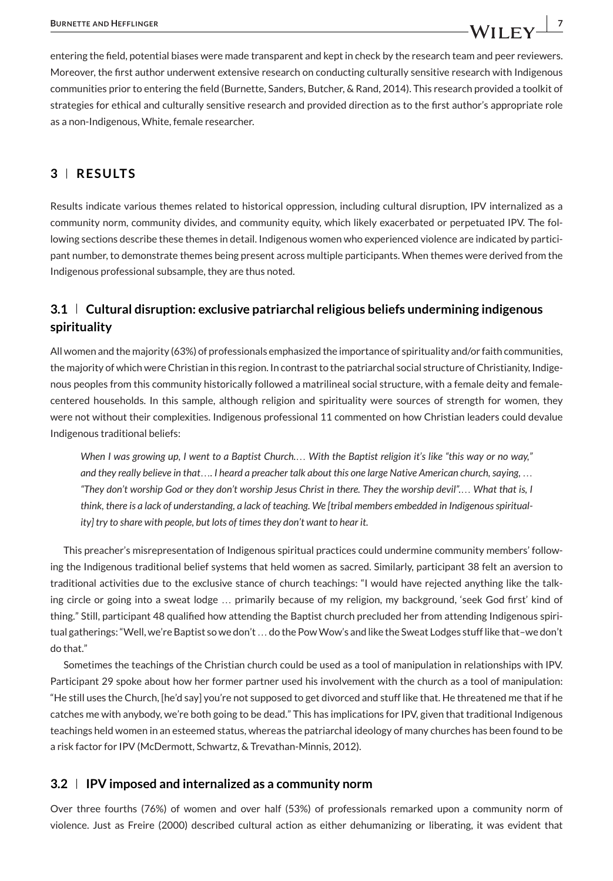entering the field, potential biases were made transparent and kept in check by the research team and peer reviewers. Moreover, the first author underwent extensive research on conducting culturally sensitive research with Indigenous communities prior to entering the field (Burnette, Sanders, Butcher, & Rand, 2014). This research provided a toolkit of strategies for ethical and culturally sensitive research and provided direction as to the first author's appropriate role as a non-Indigenous, White, female researcher.

## 3 | RESULTS

Results indicate various themes related to historical oppression, including cultural disruption, IPV internalized as a community norm, community divides, and community equity, which likely exacerbated or perpetuated IPV. The following sections describe these themes in detail. Indigenous women who experienced violence are indicated by participant number, to demonstrate themes being present across multiple participants. When themes were derived from the Indigenous professional subsample, they are thus noted.

### 3.1 | Cultural disruption: exclusive patriarchal religious beliefs undermining indigenous spirituality

All women and the majority (63%) of professionals emphasized the importance of spirituality and/or faith communities, the majority of which were Christian in this region. In contrast to the patriarchal social structure of Christianity, Indigenous peoples from this community historically followed a matrilineal social structure, with a female deity and female-centered households. In this sample, although religion and spirituality were sources of strength for women, they were not without their complexities. Indigenous professional 11 commented on how Christian leaders could devalue Indigenous traditional beliefs:

> *When I was growing up, I went to a Baptist Church.... With the Baptist religion it's like "this way or no way," and they really believe in that.... I heard a preacher talk about this one large Native American church, saying, ... "They don't worship God or they don't worship Jesus Christ in there. They the worship devil".... What that is, I think, there is a lack of understanding, a lack of teaching. We [tribal members embedded in Indigenous spirituality] try to share with people, but lots of times they don't want to hear it.*

This preacher's misrepresentation of Indigenous spiritual practices could undermine community members' following the Indigenous traditional belief systems that held women as sacred. Similarly, participant 38 felt an aversion to traditional activities due to the exclusive stance of church teachings: "I would have rejected anything like the talking circle or going into a sweat lodge ... primarily because of my religion, my background, 'seek God first' kind of thing." Still, participant 48 qualified how attending the Baptist church precluded her from attending Indigenous spiritual gatherings: "Well, we're Baptist so we don't ... do the Pow Wow's and like the Sweat Lodges stuff like that–we don't do that."

Sometimes the teachings of the Christian church could be used as a tool of manipulation in relationships with IPV. Participant 29 spoke about how her former partner used his involvement with the church as a tool of manipulation: "He still uses the Church, [he'd say] you're not supposed to get divorced and stuff like that. He threatened me that if he catches me with anybody, we're both going to be dead." This has implications for IPV, given that traditional Indigenous teachings held women in an esteemed status, whereas the patriarchal ideology of many churches has been found to be a risk factor for IPV (McDermott, Schwartz, & Trevathan-Minnis, 2012).

### 3.2 | IPV imposed and internalized as a community norm

Over three fourths (76%) of women and over half (53%) of professionals remarked upon a community norm of violence. Just as Freire (2000) described cultural action as either dehumanizing or liberating, it was evident that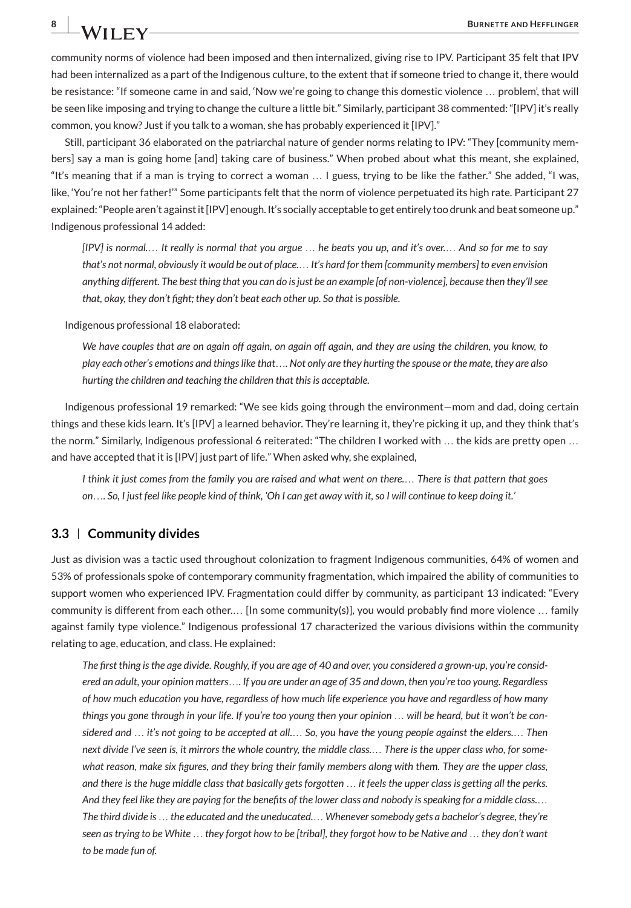community norms of violence had been imposed and then internalized, giving rise to IPV. Participant 35 felt that IPV had been internalized as a part of the Indigenous culture, to the extent that if someone tried to change it, there would be resistance: "If someone came in and said, 'Now we're going to change this domestic violence … problem', that will be seen like imposing and trying to change the culture a little bit." Similarly, participant 38 commented: "[IPV] it's really common, you know? Just if you talk to a woman, she has probably experienced it [IPV]."

Still, participant 36 elaborated on the patriarchal nature of gender norms relating to IPV: "They [community members] say a man is going home [and] taking care of business." When probed about what this meant, she explained, "It's meaning that if a man is trying to correct a woman … I guess, trying to be like the father." She added, "I was, like, 'You're not her father!'" Some participants felt that the norm of violence perpetuated its high rate. Participant 27 explained: "People aren't against it [IPV] enough. It's socially acceptable to get entirely too drunk and beat someone up." Indigenous professional 14 added:

> *[IPV] is normal.… It really is normal that you argue … he beats you up, and it's over.… And so for me to say that's not normal, obviously it would be out of place.… It's hard for them [community members] to even envision anything different. The best thing that you can do is just be an example [of non-violence], because then they'll see that, okay, they don't fight; they don't beat each other up. So that* is *possible.*

Indigenous professional 18 elaborated:

> *We have couples that are on again off again, on again off again, and they are using the children, you know, to play each other's emotions and things like that…. Not only are they hurting the spouse or the mate, they are also hurting the children and teaching the children that this is acceptable.*

Indigenous professional 19 remarked: "We see kids going through the environment—mom and dad, doing certain things and these kids learn. It's [IPV] a learned behavior. They're learning it, they're picking it up, and they think that's the norm." Similarly, Indigenous professional 6 reiterated: "The children I worked with … the kids are pretty open … and have accepted that it is [IPV] just part of life." When asked why, she explained,

> *I think it just comes from the family you are raised and what went on there.… There is that pattern that goes on…. So, I just feel like people kind of think, 'Oh I can get away with it, so I will continue to keep doing it.'*

### 3.3 | Community divides

Just as division was a tactic used throughout colonization to fragment Indigenous communities, 64% of women and 53% of professionals spoke of contemporary community fragmentation, which impaired the ability of communities to support women who experienced IPV. Fragmentation could differ by community, as participant 13 indicated: "Every community is different from each other.… [In some community(s)], you would probably find more violence … family against family type violence." Indigenous professional 17 characterized the various divisions within the community relating to age, education, and class. He explained:

> *The first thing is the age divide. Roughly, if you are age of 40 and over, you considered a grown-up, you're considered an adult, your opinion matters…. If you are under an age of 35 and down, then you're too young. Regardless of how much education you have, regardless of how much life experience you have and regardless of how many things you gone through in your life. If you're too young then your opinion … will be heard, but it won't be considered and … it's not going to be accepted at all.… So, you have the young people against the elders.… Then next divide I've seen is, it mirrors the whole country, the middle class.… There is the upper class who, for somewhat reason, make six figures, and they bring their family members along with them. They are the upper class, and there is the huge middle class that basically gets forgotten … it feels the upper class is getting all the perks. And they feel like they are paying for the benefits of the lower class and nobody is speaking for a middle class.… The third divide is … the educated and the uneducated.… Whenever somebody gets a bachelor's degree, they're seen as trying to be White … they forgot how to be [tribal], they forgot how to be Native and … they don't want to be made fun of.*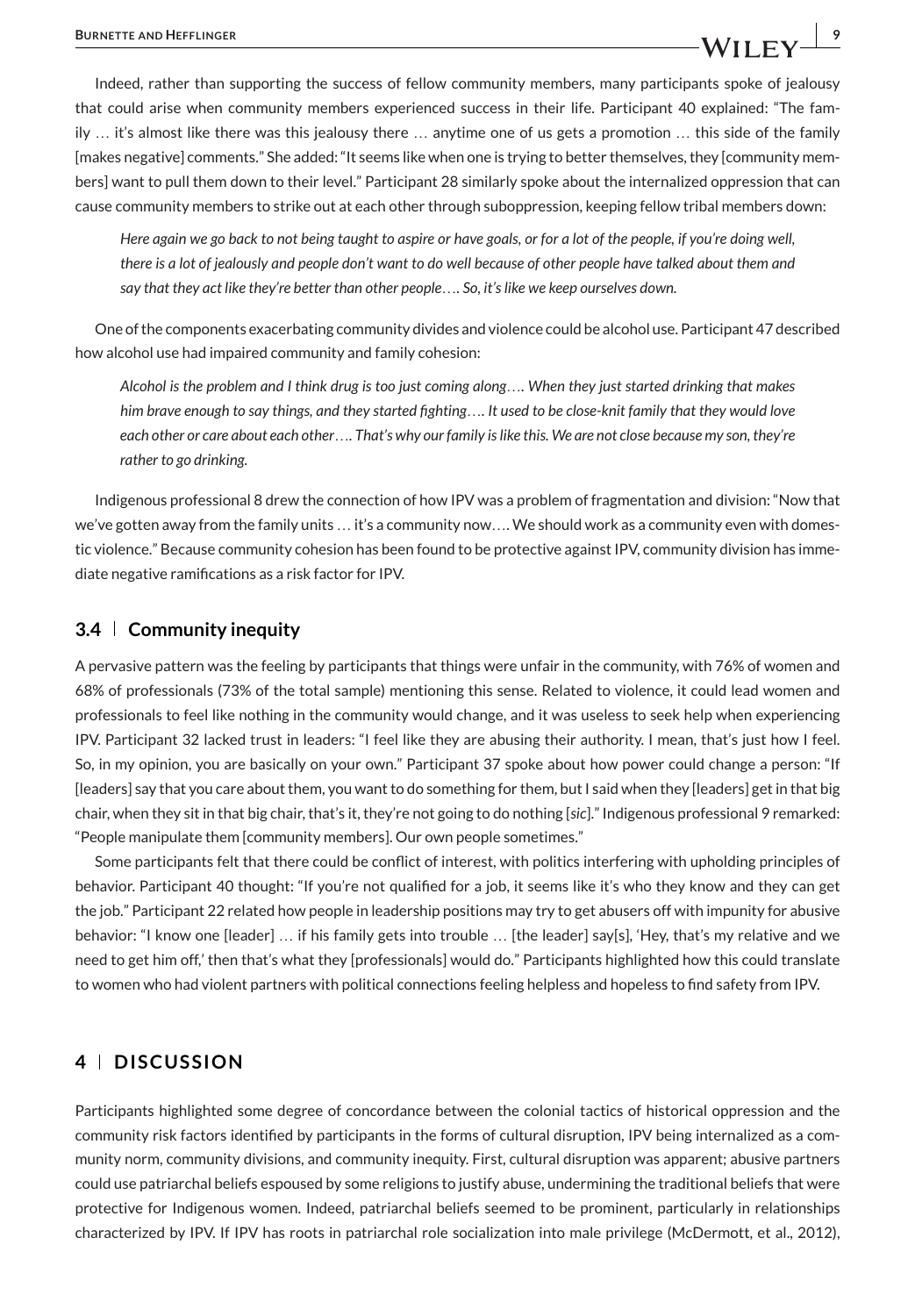Indeed, rather than supporting the success of fellow community members, many participants spoke of jealousy that could arise when community members experienced success in their life. Participant 40 explained: "The family … it's almost like there was this jealousy there … anytime one of us gets a promotion … this side of the family [makes negative] comments." She added: "It seems like when one is trying to better themselves, they [community members] want to pull them down to their level." Participant 28 similarly spoke about the internalized oppression that can cause community members to strike out at each other through suboppression, keeping fellow tribal members down:

> *Here again we go back to not being taught to aspire or have goals, or for a lot of the people, if you're doing well, there is a lot of jealously and people don't want to do well because of other people have talked about them and say that they act like they're better than other people…. So, it's like we keep ourselves down.*

One of the components exacerbating community divides and violence could be alcohol use. Participant 47 described how alcohol use had impaired community and family cohesion:

> *Alcohol is the problem and I think drug is too just coming along…. When they just started drinking that makes him brave enough to say things, and they started fighting…. It used to be close-knit family that they would love each other or care about each other…. That's why our family is like this. We are not close because my son, they're rather to go drinking.*

Indigenous professional 8 drew the connection of how IPV was a problem of fragmentation and division: "Now that we've gotten away from the family units … it's a community now…. We should work as a community even with domestic violence." Because community cohesion has been found to be protective against IPV, community division has immediate negative ramifications as a risk factor for IPV.

### 3.4 | Community inequity

A pervasive pattern was the feeling by participants that things were unfair in the community, with 76% of women and 68% of professionals (73% of the total sample) mentioning this sense. Related to violence, it could lead women and professionals to feel like nothing in the community would change, and it was useless to seek help when experiencing IPV. Participant 32 lacked trust in leaders: "I feel like they are abusing their authority. I mean, that's just how I feel. So, in my opinion, you are basically on your own." Participant 37 spoke about how power could change a person: "If [leaders] say that you care about them, you want to do something for them, but I said when they [leaders] get in that big chair, when they sit in that big chair, that's it, they're not going to do nothing [*sic*]." Indigenous professional 9 remarked: "People manipulate them [community members]. Our own people sometimes."

Some participants felt that there could be conflict of interest, with politics interfering with upholding principles of behavior. Participant 40 thought: "If you're not qualified for a job, it seems like it's who they know and they can get the job." Participant 22 related how people in leadership positions may try to get abusers off with impunity for abusive behavior: "I know one [leader] … if his family gets into trouble … [the leader] say[s], 'Hey, that's my relative and we need to get him off,' then that's what they [professionals] would do." Participants highlighted how this could translate to women who had violent partners with political connections feeling helpless and hopeless to find safety from IPV.

## 4 | DISCUSSION

Participants highlighted some degree of concordance between the colonial tactics of historical oppression and the community risk factors identified by participants in the forms of cultural disruption, IPV being internalized as a community norm, community divisions, and community inequity. First, cultural disruption was apparent; abusive partners could use patriarchal beliefs espoused by some religions to justify abuse, undermining the traditional beliefs that were protective for Indigenous women. Indeed, patriarchal beliefs seemed to be prominent, particularly in relationships characterized by IPV. If IPV has roots in patriarchal role socialization into male privilege (McDermott, et al., 2012),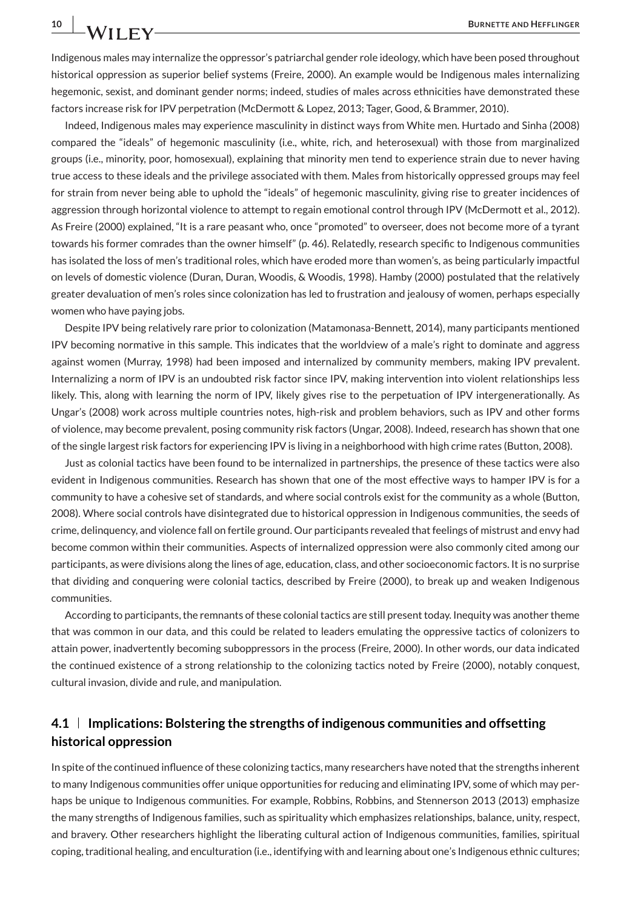Indigenous males may internalize the oppressor's patriarchal gender role ideology, which have been posed throughout historical oppression as superior belief systems (Freire, 2000). An example would be Indigenous males internalizing hegemonic, sexist, and dominant gender norms; indeed, studies of males across ethnicities have demonstrated these factors increase risk for IPV perpetration (McDermott & Lopez, 2013; Tager, Good, & Brammer, 2010).

Indeed, Indigenous males may experience masculinity in distinct ways from White men. Hurtado and Sinha (2008) compared the "ideals" of hegemonic masculinity (i.e., white, rich, and heterosexual) with those from marginalized groups (i.e., minority, poor, homosexual), explaining that minority men tend to experience strain due to never having true access to these ideals and the privilege associated with them. Males from historically oppressed groups may feel for strain from never being able to uphold the "ideals" of hegemonic masculinity, giving rise to greater incidences of aggression through horizontal violence to attempt to regain emotional control through IPV (McDermott et al., 2012). As Freire (2000) explained, "It is a rare peasant who, once "promoted" to overseer, does not become more of a tyrant towards his former comrades than the owner himself" (p. 46). Relatedly, research specific to Indigenous communities has isolated the loss of men's traditional roles, which have eroded more than women's, as being particularly impactful on levels of domestic violence (Duran, Duran, Woodis, & Woodis, 1998). Hamby (2000) postulated that the relatively greater devaluation of men's roles since colonization has led to frustration and jealousy of women, perhaps especially women who have paying jobs.

Despite IPV being relatively rare prior to colonization (Matamonasa-Bennett, 2014), many participants mentioned IPV becoming normative in this sample. This indicates that the worldview of a male's right to dominate and aggress against women (Murray, 1998) had been imposed and internalized by community members, making IPV prevalent. Internalizing a norm of IPV is an undoubted risk factor since IPV, making intervention into violent relationships less likely. This, along with learning the norm of IPV, likely gives rise to the perpetuation of IPV intergenerationally. As Ungar's (2008) work across multiple countries notes, high-risk and problem behaviors, such as IPV and other forms of violence, may become prevalent, posing community risk factors (Ungar, 2008). Indeed, research has shown that one of the single largest risk factors for experiencing IPV is living in a neighborhood with high crime rates (Button, 2008).

Just as colonial tactics have been found to be internalized in partnerships, the presence of these tactics were also evident in Indigenous communities. Research has shown that one of the most effective ways to hamper IPV is for a community to have a cohesive set of standards, and where social controls exist for the community as a whole (Button, 2008). Where social controls have disintegrated due to historical oppression in Indigenous communities, the seeds of crime, delinquency, and violence fall on fertile ground. Our participants revealed that feelings of mistrust and envy had become common within their communities. Aspects of internalized oppression were also commonly cited among our participants, as were divisions along the lines of age, education, class, and other socioeconomic factors. It is no surprise that dividing and conquering were colonial tactics, described by Freire (2000), to break up and weaken Indigenous communities.

According to participants, the remnants of these colonial tactics are still present today. Inequity was another theme that was common in our data, and this could be related to leaders emulating the oppressive tactics of colonizers to attain power, inadvertently becoming suboppressors in the process (Freire, 2000). In other words, our data indicated the continued existence of a strong relationship to the colonizing tactics noted by Freire (2000), notably conquest, cultural invasion, divide and rule, and manipulation.

## 4.1 | Implications: Bolstering the strengths of indigenous communities and offsetting historical oppression

In spite of the continued influence of these colonizing tactics, many researchers have noted that the strengths inherent to many Indigenous communities offer unique opportunities for reducing and eliminating IPV, some of which may perhaps be unique to Indigenous communities. For example, Robbins, Robbins, and Stennerson 2013 (2013) emphasize the many strengths of Indigenous families, such as spirituality which emphasizes relationships, balance, unity, respect, and bravery. Other researchers highlight the liberating cultural action of Indigenous communities, families, spiritual coping, traditional healing, and enculturation (i.e., identifying with and learning about one's Indigenous ethnic cultures;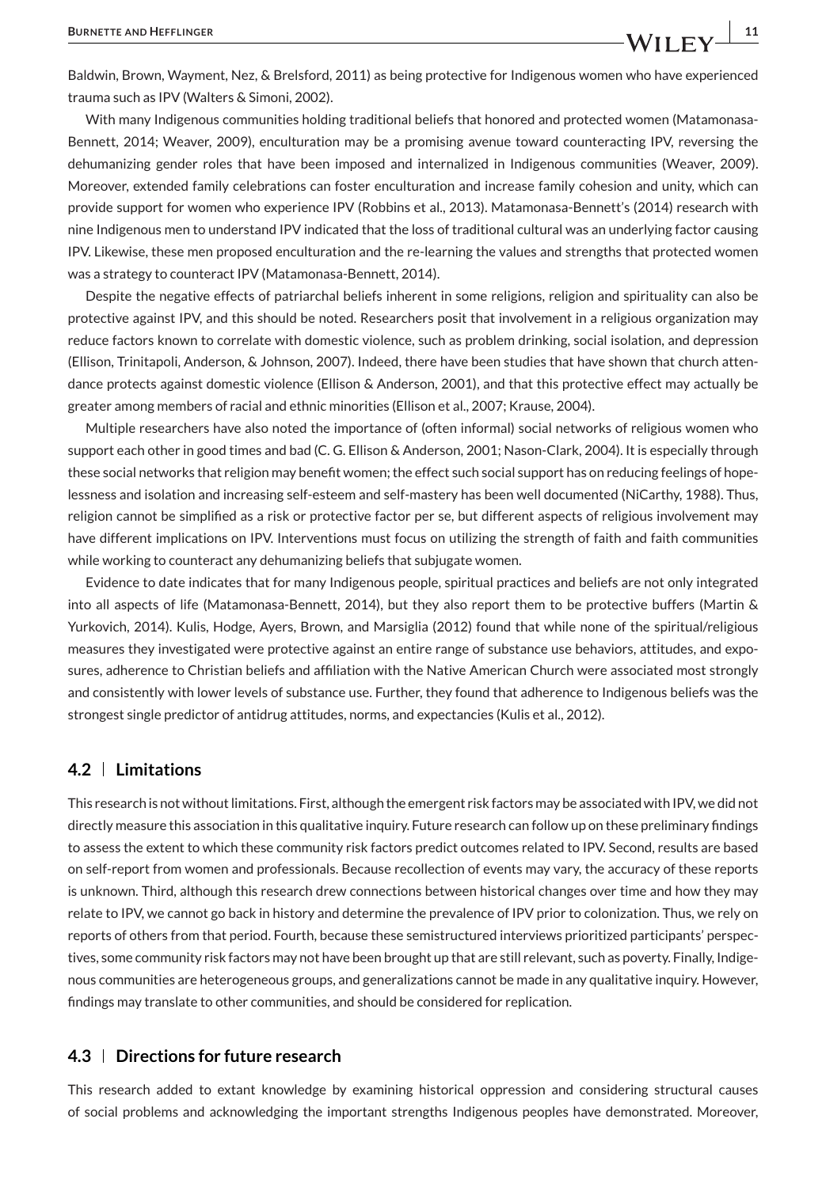Baldwin, Brown, Wayment, Nez, & Brelsford, 2011) as being protective for Indigenous women who have experienced trauma such as IPV (Walters & Simoni, 2002).

With many Indigenous communities holding traditional beliefs that honored and protected women (Matamonasa-Bennett, 2014; Weaver, 2009), enculturation may be a promising avenue toward counteracting IPV, reversing the dehumanizing gender roles that have been imposed and internalized in Indigenous communities (Weaver, 2009). Moreover, extended family celebrations can foster enculturation and increase family cohesion and unity, which can provide support for women who experience IPV (Robbins et al., 2013). Matamonasa-Bennett's (2014) research with nine Indigenous men to understand IPV indicated that the loss of traditional cultural was an underlying factor causing IPV. Likewise, these men proposed enculturation and the re-learning the values and strengths that protected women was a strategy to counteract IPV (Matamonasa-Bennett, 2014).

Despite the negative effects of patriarchal beliefs inherent in some religions, religion and spirituality can also be protective against IPV, and this should be noted. Researchers posit that involvement in a religious organization may reduce factors known to correlate with domestic violence, such as problem drinking, social isolation, and depression (Ellison, Trinitapoli, Anderson, & Johnson, 2007). Indeed, there have been studies that have shown that church attendance protects against domestic violence (Ellison & Anderson, 2001), and that this protective effect may actually be greater among members of racial and ethnic minorities (Ellison et al., 2007; Krause, 2004).

Multiple researchers have also noted the importance of (often informal) social networks of religious women who support each other in good times and bad (C. G. Ellison & Anderson, 2001; Nason-Clark, 2004). It is especially through these social networks that religion may benefit women; the effect such social support has on reducing feelings of hopelessness and isolation and increasing self-esteem and self-mastery has been well documented (NiCarthy, 1988). Thus, religion cannot be simplified as a risk or protective factor per se, but different aspects of religious involvement may have different implications on IPV. Interventions must focus on utilizing the strength of faith and faith communities while working to counteract any dehumanizing beliefs that subjugate women.

Evidence to date indicates that for many Indigenous people, spiritual practices and beliefs are not only integrated into all aspects of life (Matamonasa-Bennett, 2014), but they also report them to be protective buffers (Martin & Yurkovich, 2014). Kulis, Hodge, Ayers, Brown, and Marsiglia (2012) found that while none of the spiritual/religious measures they investigated were protective against an entire range of substance use behaviors, attitudes, and exposures, adherence to Christian beliefs and affiliation with the Native American Church were associated most strongly and consistently with lower levels of substance use. Further, they found that adherence to Indigenous beliefs was the strongest single predictor of antidrug attitudes, norms, and expectancies (Kulis et al., 2012).

### 4.2 | Limitations

This research is not without limitations. First, although the emergent risk factors may be associated with IPV, we did not directly measure this association in this qualitative inquiry. Future research can follow up on these preliminary findings to assess the extent to which these community risk factors predict outcomes related to IPV. Second, results are based on self-report from women and professionals. Because recollection of events may vary, the accuracy of these reports is unknown. Third, although this research drew connections between historical changes over time and how they may relate to IPV, we cannot go back in history and determine the prevalence of IPV prior to colonization. Thus, we rely on reports of others from that period. Fourth, because these semistructured interviews prioritized participants' perspectives, some community risk factors may not have been brought up that are still relevant, such as poverty. Finally, Indigenous communities are heterogeneous groups, and generalizations cannot be made in any qualitative inquiry. However, findings may translate to other communities, and should be considered for replication.

### 4.3 | Directions for future research

This research added to extant knowledge by examining historical oppression and considering structural causes of social problems and acknowledging the important strengths Indigenous peoples have demonstrated. Moreover,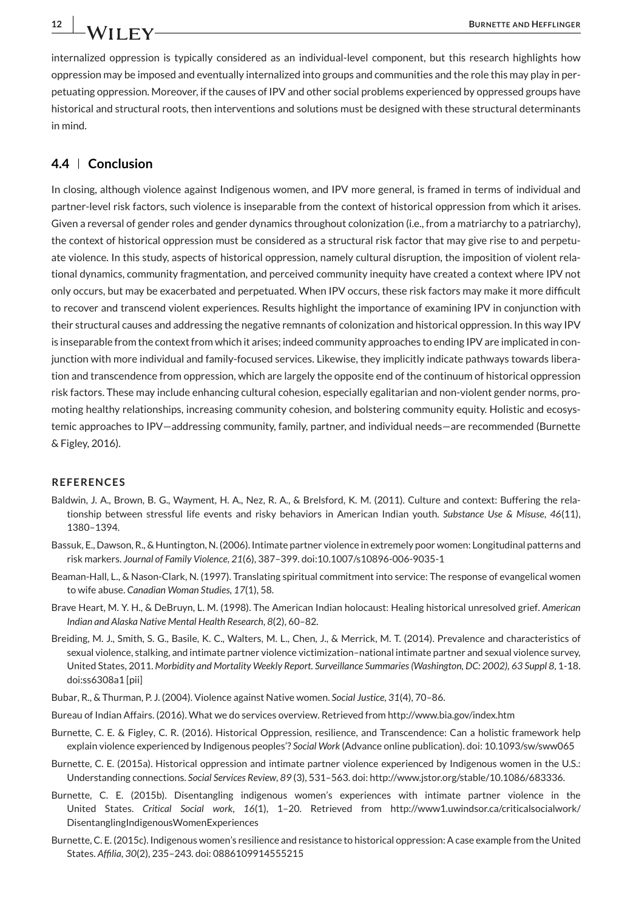internalized oppression is typically considered as an individual-level component, but this research highlights how oppression may be imposed and eventually internalized into groups and communities and the role this may play in perpetuating oppression. Moreover, if the causes of IPV and other social problems experienced by oppressed groups have historical and structural roots, then interventions and solutions must be designed with these structural determinants in mind.

### 4.4 | Conclusion

In closing, although violence against Indigenous women, and IPV more general, is framed in terms of individual and partner-level risk factors, such violence is inseparable from the context of historical oppression from which it arises. Given a reversal of gender roles and gender dynamics throughout colonization (i.e., from a matriarchy to a patriarchy), the context of historical oppression must be considered as a structural risk factor that may give rise to and perpetuate violence. In this study, aspects of historical oppression, namely cultural disruption, the imposition of violent relational dynamics, community fragmentation, and perceived community inequity have created a context where IPV not only occurs, but may be exacerbated and perpetuated. When IPV occurs, these risk factors may make it more difficult to recover and transcend violent experiences. Results highlight the importance of examining IPV in conjunction with their structural causes and addressing the negative remnants of colonization and historical oppression. In this way IPV is inseparable from the context from which it arises; indeed community approaches to ending IPV are implicated in conjunction with more individual and family-focused services. Likewise, they implicitly indicate pathways towards liberation and transcendence from oppression, which are largely the opposite end of the continuum of historical oppression risk factors. These may include enhancing cultural cohesion, especially egalitarian and non-violent gender norms, promoting healthy relationships, increasing community cohesion, and bolstering community equity. Holistic and ecosystemic approaches to IPV—addressing community, family, partner, and individual needs—are recommended (Burnette & Figley, 2016).

## REFERENCES

Baldwin, J. A., Brown, B. G., Wayment, H. A., Nez, R. A., & Brelsford, K. M. (2011). Culture and context: Buffering the relationship between stressful life events and risky behaviors in American Indian youth. *Substance Use & Misuse*, *46*(11), 1380–1394.

Bassuk, E., Dawson, R., & Huntington, N. (2006). Intimate partner violence in extremely poor women: Longitudinal patterns and risk markers. *Journal of Family Violence*, *21*(6), 387–399. doi:10.1007/s10896-006-9035-1

Beaman-Hall, L., & Nason-Clark, N. (1997). Translating spiritual commitment into service: The response of evangelical women to wife abuse. *Canadian Woman Studies*, *17*(1), 58.

Brave Heart, M. Y. H., & DeBruyn, L. M. (1998). The American Indian holocaust: Healing historical unresolved grief. *American Indian and Alaska Native Mental Health Research*, *8*(2), 60–82.

Breiding, M. J., Smith, S. G., Basile, K. C., Walters, M. L., Chen, J., & Merrick, M. T. (2014). Prevalence and characteristics of sexual violence, stalking, and intimate partner violence victimization–national intimate partner and sexual violence survey, United States, 2011. *Morbidity and Mortality Weekly Report. Surveillance Summaries (Washington, DC: 2002)*, *63 Suppl 8*, 1-18. doi:ss6308a1 [pii]

Bubar, R., & Thurman, P. J. (2004). Violence against Native women. *Social Justice*, *31*(4), 70–86.

Bureau of Indian Affairs. (2016). What we do services overview. Retrieved from http://www.bia.gov/index.htm

Burnette, C. E. & Figley, C. R. (2016). Historical Oppression, resilience, and Transcendence: Can a holistic framework help explain violence experienced by Indigenous peoples'? *Social Work* (Advance online publication). doi: 10.1093/sw/sww065

Burnette, C. E. (2015a). Historical oppression and intimate partner violence experienced by Indigenous women in the U.S.: Understanding connections. *Social Services Review*, *89* (3), 531–563. doi: http://www.jstor.org/stable/10.1086/683336.

Burnette, C. E. (2015b). Disentangling indigenous women's experiences with intimate partner violence in the United States. *Critical Social work*, *16*(1), 1–20. Retrieved from http://www1.uwindsor.ca/criticalsocialwork/DisentanglingIndigenousWomenExperiences

Burnette, C. E. (2015c). Indigenous women's resilience and resistance to historical oppression: A case example from the United States. *Affilia*, *30*(2), 235–243. doi: 0886109914555215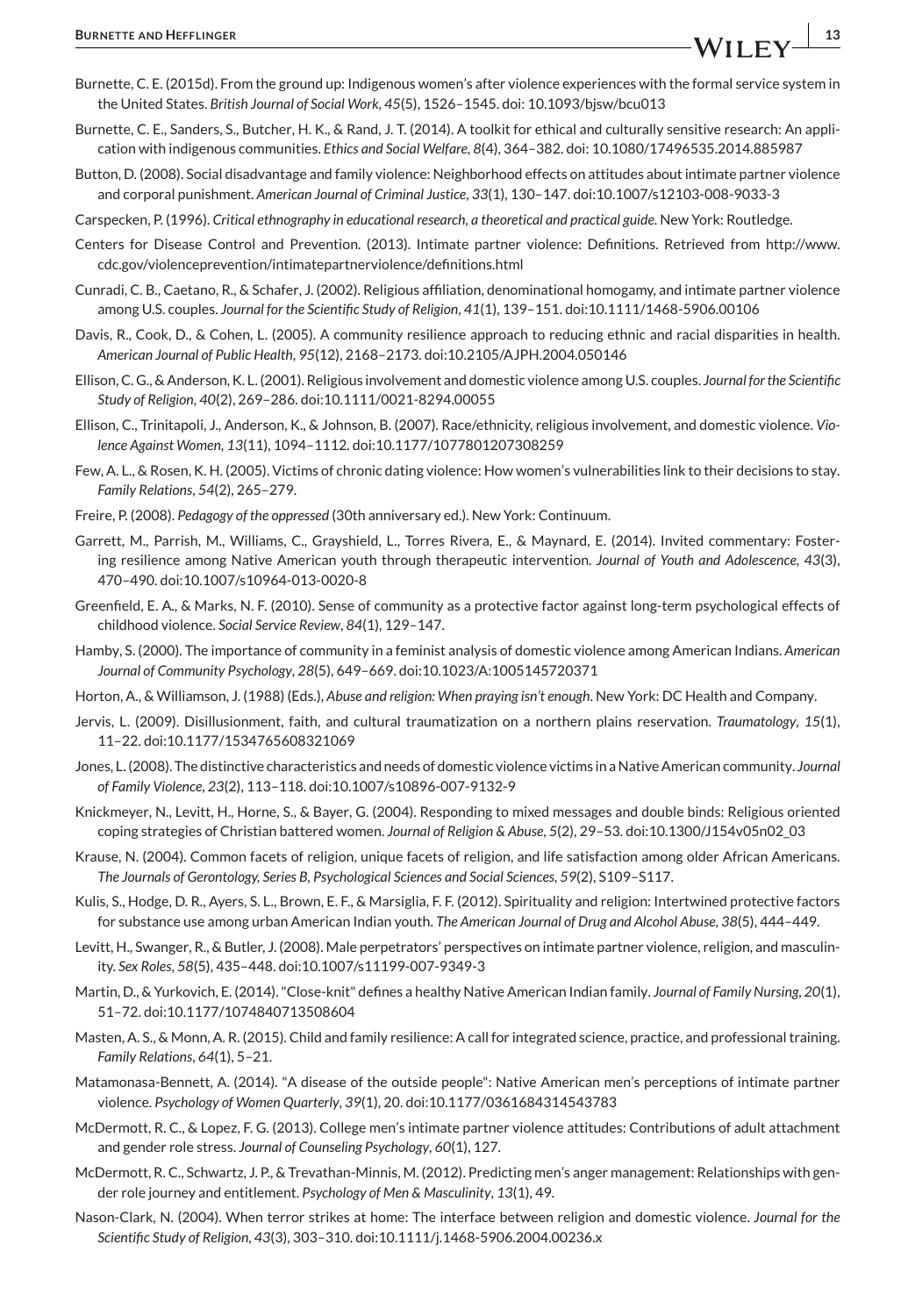Burnette, C. E. (2015d). From the ground up: Indigenous women's after violence experiences with the formal service system in the United States. *British Journal of Social Work*, *45*(5), 1526–1545. doi: 10.1093/bjsw/bcu013

Burnette, C. E., Sanders, S., Butcher, H. K., & Rand, J. T. (2014). A toolkit for ethical and culturally sensitive research: An application with indigenous communities. *Ethics and Social Welfare*, *8*(4), 364–382. doi: 10.1080/17496535.2014.885987

Button, D. (2008). Social disadvantage and family violence: Neighborhood effects on attitudes about intimate partner violence and corporal punishment. *American Journal of Criminal Justice*, *33*(1), 130–147. doi:10.1007/s12103-008-9033-3

Carspecken, P. (1996). *Critical ethnography in educational research, a theoretical and practical guide*. New York: Routledge.

Centers for Disease Control and Prevention. (2013). Intimate partner violence: Definitions. Retrieved from http://www.cdc.gov/violenceprevention/intimatepartnerviolence/definitions.html

Cunradi, C. B., Caetano, R., & Schafer, J. (2002). Religious affiliation, denominational homogamy, and intimate partner violence among U.S. couples. *Journal for the Scientific Study of Religion*, *41*(1), 139–151. doi:10.1111/1468-5906.00106

Davis, R., Cook, D., & Cohen, L. (2005). A community resilience approach to reducing ethnic and racial disparities in health. *American Journal of Public Health*, *95*(12), 2168–2173. doi:10.2105/AJPH.2004.050146

Ellison, C. G., & Anderson, K. L. (2001). Religious involvement and domestic violence among U.S. couples. *Journal for the Scientific Study of Religion*, *40*(2), 269–286. doi:10.1111/0021-8294.00055

Ellison, C., Trinitapoli, J., Anderson, K., & Johnson, B. (2007). Race/ethnicity, religious involvement, and domestic violence. *Violence Against Women*, *13*(11), 1094–1112. doi:10.1177/1077801207308259

Few, A. L., & Rosen, K. H. (2005). Victims of chronic dating violence: How women's vulnerabilities link to their decisions to stay. *Family Relations*, *54*(2), 265–279.

Freire, P. (2008). *Pedagogy of the oppressed* (30th anniversary ed.). New York: Continuum.

Garrett, M., Parrish, M., Williams, C., Grayshield, L., Torres Rivera, E., & Maynard, E. (2014). Invited commentary: Fostering resilience among Native American youth through therapeutic intervention. *Journal of Youth and Adolescence*, *43*(3), 470–490. doi:10.1007/s10964-013-0020-8

Greenfield, E. A., & Marks, N. F. (2010). Sense of community as a protective factor against long-term psychological effects of childhood violence. *Social Service Review*, *84*(1), 129–147.

Hamby, S. (2000). The importance of community in a feminist analysis of domestic violence among American Indians. *American Journal of Community Psychology*, *28*(5), 649–669. doi:10.1023/A:1005145720371

Horton, A., & Williamson, J. (1988) (Eds.), *Abuse and religion: When praying isn't enough*. New York: DC Health and Company.

Jervis, L. (2009). Disillusionment, faith, and cultural traumatization on a northern plains reservation. *Traumatology*, *15*(1), 11–22. doi:10.1177/1534765608321069

Jones, L. (2008). The distinctive characteristics and needs of domestic violence victims in a Native American community. *Journal of Family Violence*, *23*(2), 113–118. doi:10.1007/s10896-007-9132-9

Knickmeyer, N., Levitt, H., Horne, S., & Bayer, G. (2004). Responding to mixed messages and double binds: Religious oriented coping strategies of Christian battered women. *Journal of Religion & Abuse*, *5*(2), 29–53. doi:10.1300/J154v05n02_03

Krause, N. (2004). Common facets of religion, unique facets of religion, and life satisfaction among older African Americans. *The Journals of Gerontology, Series B, Psychological Sciences and Social Sciences*, *59*(2), S109–S117.

Kulis, S., Hodge, D. R., Ayers, S. L., Brown, E. F., & Marsiglia, F. F. (2012). Spirituality and religion: Intertwined protective factors for substance use among urban American Indian youth. *The American Journal of Drug and Alcohol Abuse*, *38*(5), 444–449.

Levitt, H., Swanger, R., & Butler, J. (2008). Male perpetrators' perspectives on intimate partner violence, religion, and masculinity. *Sex Roles*, *58*(5), 435–448. doi:10.1007/s11199-007-9349-3

Martin, D., & Yurkovich, E. (2014). "Close-knit" defines a healthy Native American Indian family. *Journal of Family Nursing*, *20*(1), 51–72. doi:10.1177/1074840713508604

Masten, A. S., & Monn, A. R. (2015). Child and family resilience: A call for integrated science, practice, and professional training. *Family Relations*, *64*(1), 5–21.

Matamonasa-Bennett, A. (2014). "A disease of the outside people": Native American men's perceptions of intimate partner violence. *Psychology of Women Quarterly*, *39*(1), 20. doi:10.1177/0361684314543783

McDermott, R. C., & Lopez, F. G. (2013). College men's intimate partner violence attitudes: Contributions of adult attachment and gender role stress. *Journal of Counseling Psychology*, *60*(1), 127.

McDermott, R. C., Schwartz, J. P., & Trevathan-Minnis, M. (2012). Predicting men's anger management: Relationships with gender role journey and entitlement. *Psychology of Men & Masculinity*, *13*(1), 49.

Nason-Clark, N. (2004). When terror strikes at home: The interface between religion and domestic violence. *Journal for the Scientific Study of Religion*, *43*(3), 303–310. doi:10.1111/j.1468-5906.2004.00236.x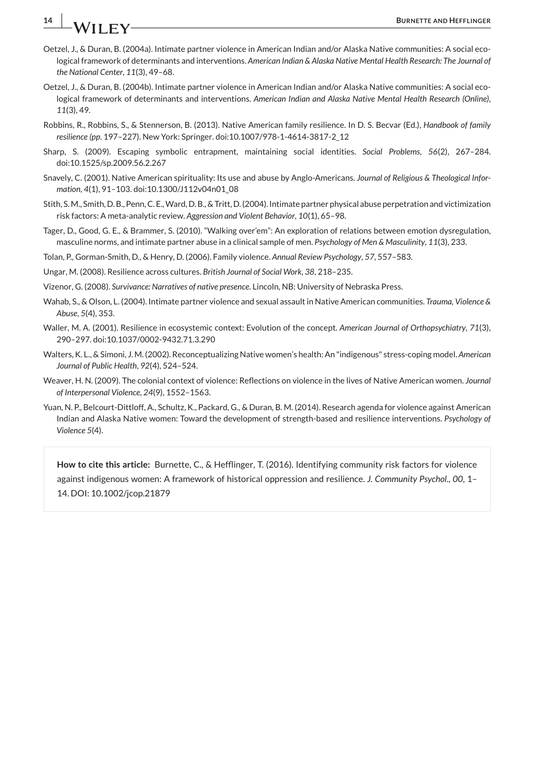Oetzel, J., & Duran, B. (2004a). Intimate partner violence in American Indian and/or Alaska Native communities: A social ecological framework of determinants and interventions. *American Indian & Alaska Native Mental Health Research: The Journal of the National Center*, *11*(3), 49–68.

Oetzel, J., & Duran, B. (2004b). Intimate partner violence in American Indian and/or Alaska Native communities: A social ecological framework of determinants and interventions. *American Indian and Alaska Native Mental Health Research (Online)*, *11*(3), 49.

Robbins, R., Robbins, S., & Stennerson, B. (2013). Native American family resilience. In D. S. Becvar (Ed.), *Handbook of family resilience (pp.* 197–227). New York: Springer. doi:10.1007/978-1-4614-3817-2_12

Sharp, S. (2009). Escaping symbolic entrapment, maintaining social identities. *Social Problems*, *56*(2), 267–284. doi:10.1525/sp.2009.56.2.267

Snavely, C. (2001). Native American spirituality: Its use and abuse by Anglo-Americans. *Journal of Religious & Theological Information*, *4*(1), 91–103. doi:10.1300/J112v04n01_08

Stith, S. M., Smith, D. B., Penn, C. E., Ward, D. B., & Tritt, D. (2004). Intimate partner physical abuse perpetration and victimization risk factors: A meta-analytic review. *Aggression and Violent Behavior*, *10*(1), 65–98.

Tager, D., Good, G. E., & Brammer, S. (2010). “Walking over'em”: An exploration of relations between emotion dysregulation, masculine norms, and intimate partner abuse in a clinical sample of men. *Psychology of Men & Masculinity*, *11*(3), 233.

Tolan, P., Gorman-Smith, D., & Henry, D. (2006). Family violence. *Annual Review Psychology*, *57*, 557–583.

Ungar, M. (2008). Resilience across cultures. *British Journal of Social Work*, *38*, 218–235.

Vizenor, G. (2008). *Survivance: Narratives of native presence*. Lincoln, NB: University of Nebraska Press.

Wahab, S., & Olson, L. (2004). Intimate partner violence and sexual assault in Native American communities. *Trauma, Violence & Abuse*, *5*(4), 353.

Waller, M. A. (2001). Resilience in ecosystemic context: Evolution of the concept. *American Journal of Orthopsychiatry*, *71*(3), 290–297. doi:10.1037/0002-9432.71.3.290

Walters, K. L., & Simoni, J. M. (2002). Reconceptualizing Native women's health: An "indigenous" stress-coping model. *American Journal of Public Health*, *92*(4), 524–524.

Weaver, H. N. (2009). The colonial context of violence: Reflections on violence in the lives of Native American women. *Journal of Interpersonal Violence*, *24*(9), 1552–1563.

Yuan, N. P., Belcourt-Dittloff, A., Schultz, K., Packard, G., & Duran, B. M. (2014). Research agenda for violence against American Indian and Alaska Native women: Toward the development of strength-based and resilience interventions. *Psychology of Violence 5*(4).

**How to cite this article:** Burnette, C., & Hefflinger, T. (2016). Identifying community risk factors for violence against indigenous women: A framework of historical oppression and resilience. *J. Community Psychol.*, *00*, 1–14. DOI: 10.1002/jcop.21879